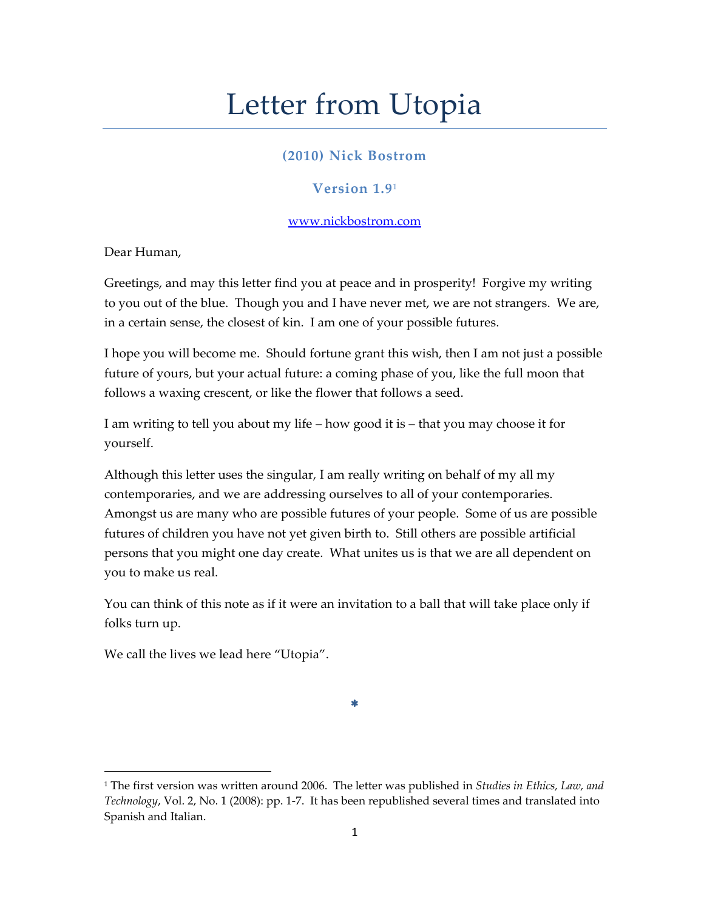# Letter from Utopia

**(2010) Nick Bostrom**

**Version 1.9**[1]

www.nickbostrom.com

Dear Human,

Greetings, and may this letter find you at peace and in prosperity! Forgive my writing to you out of the blue. Though you and I have never met, we are not strangers. We are, in a certain sense, the closest of kin. I am one of your possible futures.

I hope you will become me. Should fortune grant this wish, then I am not just a possible future of yours, but your actual future: a coming phase of you, like the full moon that follows a waxing crescent, or like the flower that follows a seed.

I am writing to tell you about my life – how good it is – that you may choose it for yourself.

Although this letter uses the singular, I am really writing on behalf of my all my contemporaries, and we are addressing ourselves to all of your contemporaries. Amongst us are many who are possible futures of your people. Some of us are possible futures of children you have not yet given birth to. Still others are possible artificial persons that you might one day create. What unites us is that we are all dependent on you to make us real.

You can think of this note as if it were an invitation to a ball that will take place only if folks turn up.

We call the lives we lead here "Utopia".

*

[1] The first version was written around 2006. The letter was published in *Studies in Ethics, Law, and Technology*, Vol. 2, No. 1 (2008): pp. 1-7. It has been republished several times and translated into Spanish and Italian.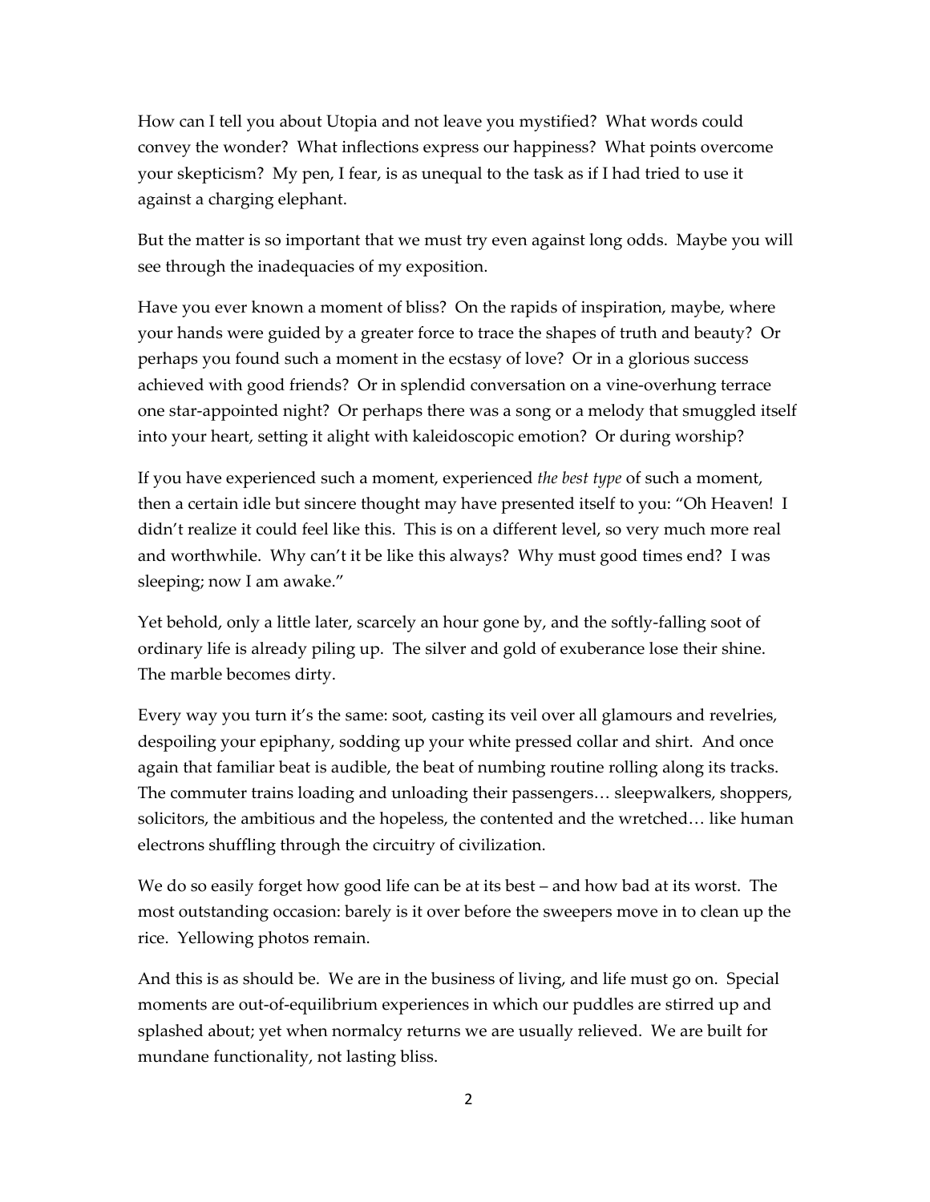How can I tell you about Utopia and not leave you mystified? What words could convey the wonder? What inflections express our happiness? What points overcome your skepticism? My pen, I fear, is as unequal to the task as if I had tried to use it against a charging elephant.

But the matter is so important that we must try even against long odds. Maybe you will see through the inadequacies of my exposition.

Have you ever known a moment of bliss? On the rapids of inspiration, maybe, where your hands were guided by a greater force to trace the shapes of truth and beauty? Or perhaps you found such a moment in the ecstasy of love? Or in a glorious success achieved with good friends? Or in splendid conversation on a vine-overhung terrace one star-appointed night? Or perhaps there was a song or a melody that smuggled itself into your heart, setting it alight with kaleidoscopic emotion? Or during worship?

If you have experienced such a moment, experienced *the best type* of such a moment, then a certain idle but sincere thought may have presented itself to you: "Oh Heaven! I didn't realize it could feel like this. This is on a different level, so very much more real and worthwhile. Why can't it be like this always? Why must good times end? I was sleeping; now I am awake."

Yet behold, only a little later, scarcely an hour gone by, and the softly-falling soot of ordinary life is already piling up. The silver and gold of exuberance lose their shine. The marble becomes dirty.

Every way you turn it's the same: soot, casting its veil over all glamours and revelries, despoiling your epiphany, sodding up your white pressed collar and shirt. And once again that familiar beat is audible, the beat of numbing routine rolling along its tracks. The commuter trains loading and unloading their passengers… sleepwalkers, shoppers, solicitors, the ambitious and the hopeless, the contented and the wretched… like human electrons shuffling through the circuitry of civilization.

We do so easily forget how good life can be at its best – and how bad at its worst. The most outstanding occasion: barely is it over before the sweepers move in to clean up the rice. Yellowing photos remain.

And this is as should be. We are in the business of living, and life must go on. Special moments are out-of-equilibrium experiences in which our puddles are stirred up and splashed about; yet when normalcy returns we are usually relieved. We are built for mundane functionality, not lasting bliss.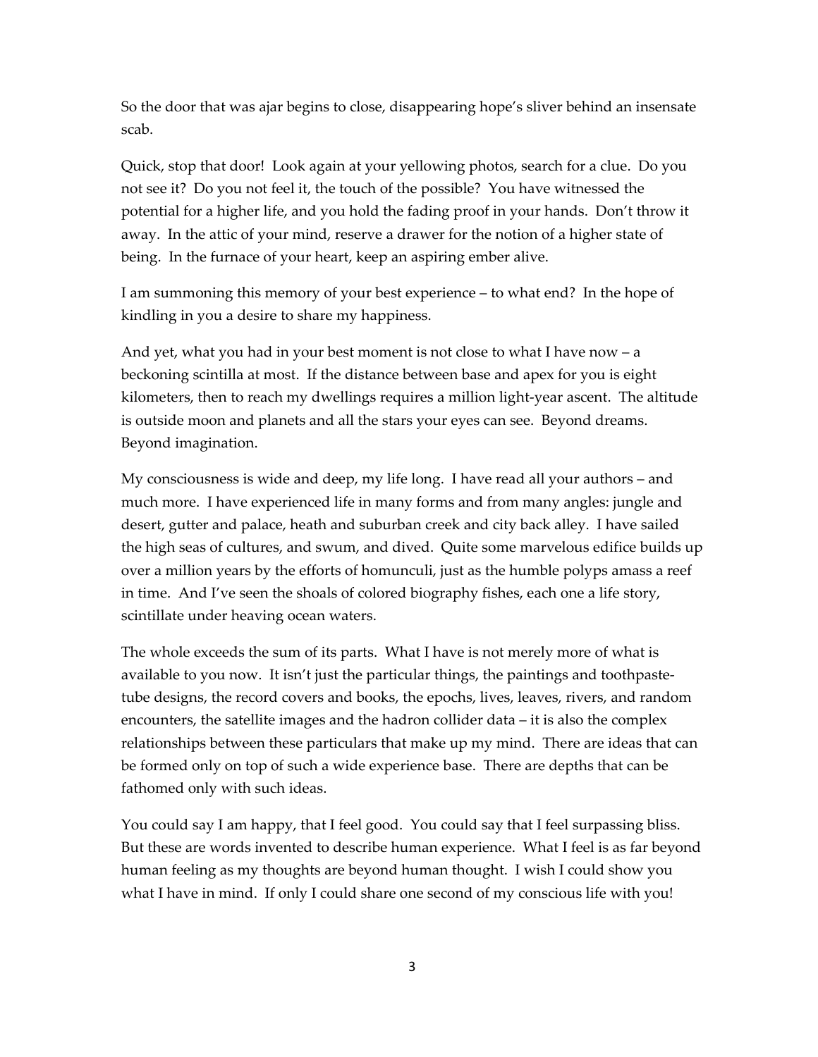So the door that was ajar begins to close, disappearing hope's sliver behind an insensate scab.

Quick, stop that door! Look again at your yellowing photos, search for a clue. Do you not see it? Do you not feel it, the touch of the possible? You have witnessed the potential for a higher life, and you hold the fading proof in your hands. Don't throw it away. In the attic of your mind, reserve a drawer for the notion of a higher state of being. In the furnace of your heart, keep an aspiring ember alive.

I am summoning this memory of your best experience – to what end? In the hope of kindling in you a desire to share my happiness.

And yet, what you had in your best moment is not close to what I have now – a beckoning scintilla at most. If the distance between base and apex for you is eight kilometers, then to reach my dwellings requires a million light-year ascent. The altitude is outside moon and planets and all the stars your eyes can see. Beyond dreams. Beyond imagination.

My consciousness is wide and deep, my life long. I have read all your authors – and much more. I have experienced life in many forms and from many angles: jungle and desert, gutter and palace, heath and suburban creek and city back alley. I have sailed the high seas of cultures, and swum, and dived. Quite some marvelous edifice builds up over a million years by the efforts of homunculi, just as the humble polyps amass a reef in time. And I've seen the shoals of colored biography fishes, each one a life story, scintillate under heaving ocean waters.

The whole exceeds the sum of its parts. What I have is not merely more of what is available to you now. It isn't just the particular things, the paintings and toothpaste-tube designs, the record covers and books, the epochs, lives, leaves, rivers, and random encounters, the satellite images and the hadron collider data – it is also the complex relationships between these particulars that make up my mind. There are ideas that can be formed only on top of such a wide experience base. There are depths that can be fathomed only with such ideas.

You could say I am happy, that I feel good. You could say that I feel surpassing bliss. But these are words invented to describe human experience. What I feel is as far beyond human feeling as my thoughts are beyond human thought. I wish I could show you what I have in mind. If only I could share one second of my conscious life with you!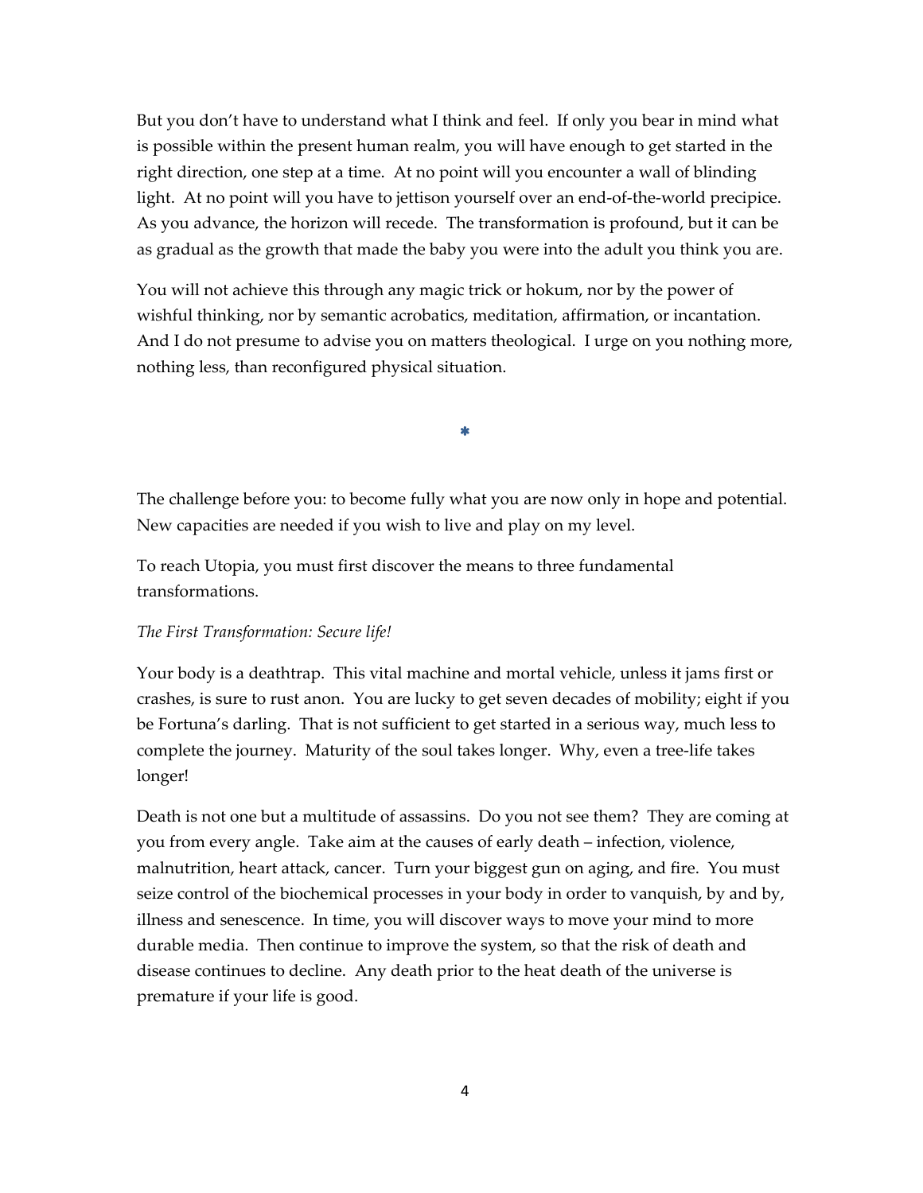But you don’t have to understand what I think and feel. If only you bear in mind what is possible within the present human realm, you will have enough to get started in the right direction, one step at a time. At no point will you encounter a wall of blinding light. At no point will you have to jettison yourself over an end-of-the-world precipice. As you advance, the horizon will recede. The transformation is profound, but it can be as gradual as the growth that made the baby you were into the adult you think you are.

You will not achieve this through any magic trick or hokum, nor by the power of wishful thinking, nor by semantic acrobatics, meditation, affirmation, or incantation. And I do not presume to advise you on matters theological. I urge on you nothing more, nothing less, than reconfigured physical situation.

*

The challenge before you: to become fully what you are now only in hope and potential. New capacities are needed if you wish to live and play on my level.

To reach Utopia, you must first discover the means to three fundamental transformations.

*The First Transformation: Secure life!*

Your body is a deathtrap. This vital machine and mortal vehicle, unless it jams first or crashes, is sure to rust anon. You are lucky to get seven decades of mobility; eight if you be Fortuna’s darling. That is not sufficient to get started in a serious way, much less to complete the journey. Maturity of the soul takes longer. Why, even a tree-life takes longer!

Death is not one but a multitude of assassins. Do you not see them? They are coming at you from every angle. Take aim at the causes of early death – infection, violence, malnutrition, heart attack, cancer. Turn your biggest gun on aging, and fire. You must seize control of the biochemical processes in your body in order to vanquish, by and by, illness and senescence. In time, you will discover ways to move your mind to more durable media. Then continue to improve the system, so that the risk of death and disease continues to decline. Any death prior to the heat death of the universe is premature if your life is good.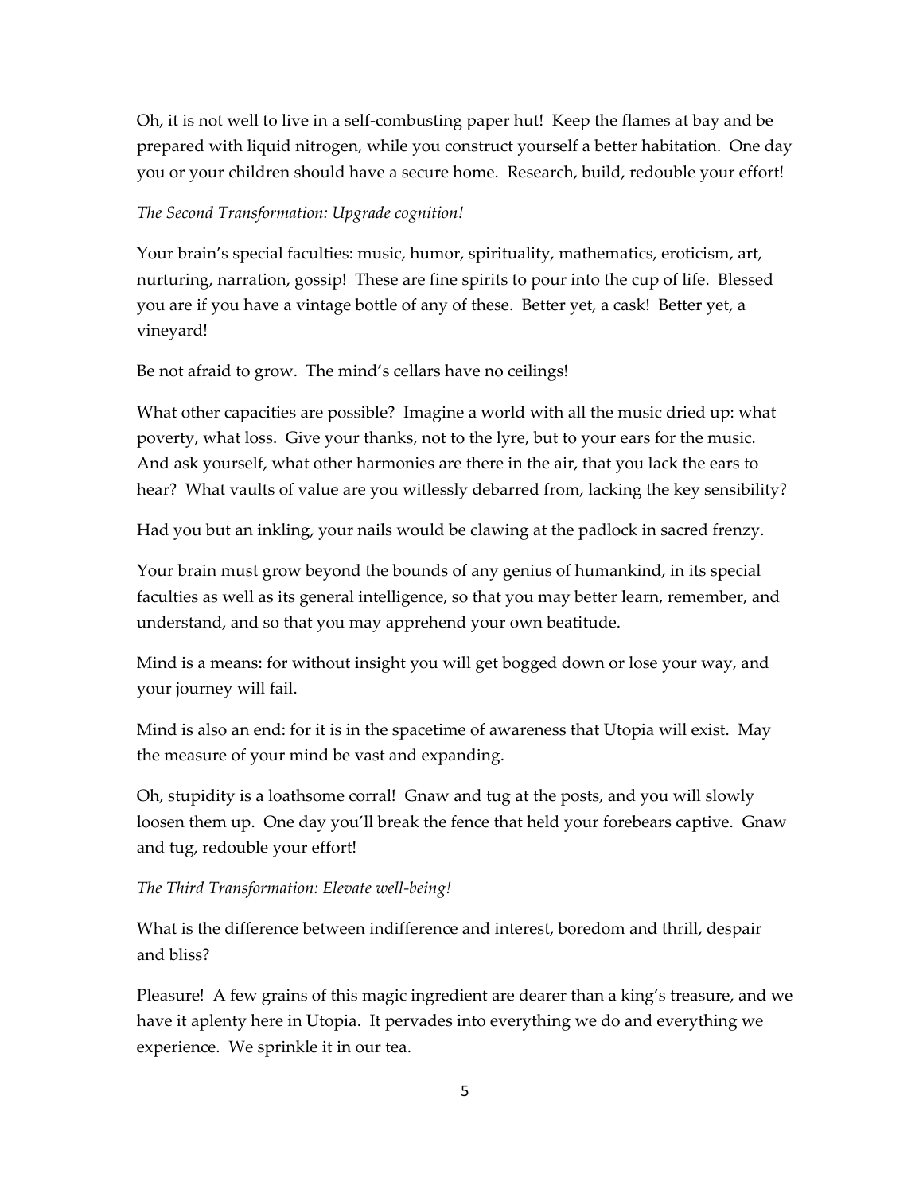Oh, it is not well to live in a self-combusting paper hut! Keep the flames at bay and be prepared with liquid nitrogen, while you construct yourself a better habitation. One day you or your children should have a secure home. Research, build, redouble your effort!

*The Second Transformation: Upgrade cognition!*

Your brain's special faculties: music, humor, spirituality, mathematics, eroticism, art, nurturing, narration, gossip! These are fine spirits to pour into the cup of life. Blessed you are if you have a vintage bottle of any of these. Better yet, a cask! Better yet, a vineyard!

Be not afraid to grow. The mind's cellars have no ceilings!

What other capacities are possible? Imagine a world with all the music dried up: what poverty, what loss. Give your thanks, not to the lyre, but to your ears for the music. And ask yourself, what other harmonies are there in the air, that you lack the ears to hear? What vaults of value are you witlessly debarred from, lacking the key sensibility?

Had you but an inkling, your nails would be clawing at the padlock in sacred frenzy.

Your brain must grow beyond the bounds of any genius of humankind, in its special faculties as well as its general intelligence, so that you may better learn, remember, and understand, and so that you may apprehend your own beatitude.

Mind is a means: for without insight you will get bogged down or lose your way, and your journey will fail.

Mind is also an end: for it is in the spacetime of awareness that Utopia will exist. May the measure of your mind be vast and expanding.

Oh, stupidity is a loathsome corral! Gnaw and tug at the posts, and you will slowly loosen them up. One day you'll break the fence that held your forebears captive. Gnaw and tug, redouble your effort!

*The Third Transformation: Elevate well-being!*

What is the difference between indifference and interest, boredom and thrill, despair and bliss?

Pleasure! A few grains of this magic ingredient are dearer than a king's treasure, and we have it aplenty here in Utopia. It pervades into everything we do and everything we experience. We sprinkle it in our tea.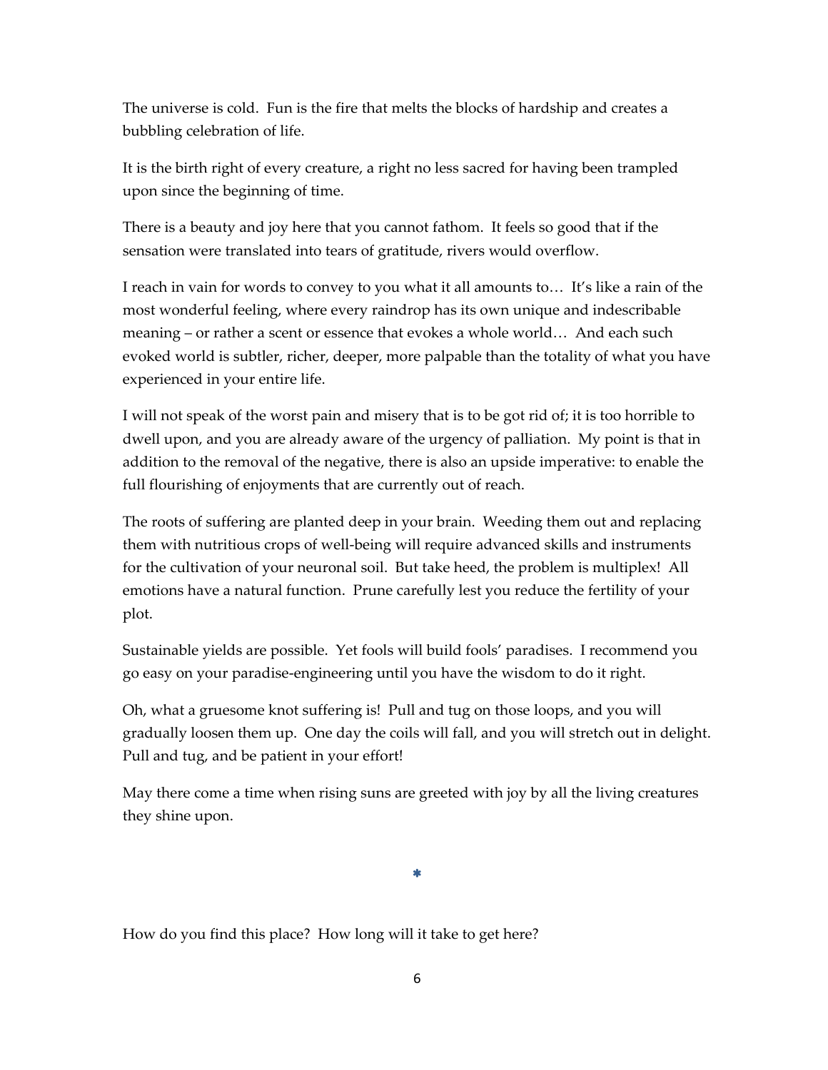The universe is cold. Fun is the fire that melts the blocks of hardship and creates a bubbling celebration of life.

It is the birth right of every creature, a right no less sacred for having been trampled upon since the beginning of time.

There is a beauty and joy here that you cannot fathom. It feels so good that if the sensation were translated into tears of gratitude, rivers would overflow.

I reach in vain for words to convey to you what it all amounts to… It's like a rain of the most wonderful feeling, where every raindrop has its own unique and indescribable meaning – or rather a scent or essence that evokes a whole world… And each such evoked world is subtler, richer, deeper, more palpable than the totality of what you have experienced in your entire life.

I will not speak of the worst pain and misery that is to be got rid of; it is too horrible to dwell upon, and you are already aware of the urgency of palliation. My point is that in addition to the removal of the negative, there is also an upside imperative: to enable the full flourishing of enjoyments that are currently out of reach.

The roots of suffering are planted deep in your brain. Weeding them out and replacing them with nutritious crops of well-being will require advanced skills and instruments for the cultivation of your neuronal soil. But take heed, the problem is multiplex! All emotions have a natural function. Prune carefully lest you reduce the fertility of your plot.

Sustainable yields are possible. Yet fools will build fools' paradises. I recommend you go easy on your paradise-engineering until you have the wisdom to do it right.

Oh, what a gruesome knot suffering is! Pull and tug on those loops, and you will gradually loosen them up. One day the coils will fall, and you will stretch out in delight. Pull and tug, and be patient in your effort!

May there come a time when rising suns are greeted with joy by all the living creatures they shine upon.

*

How do you find this place? How long will it take to get here?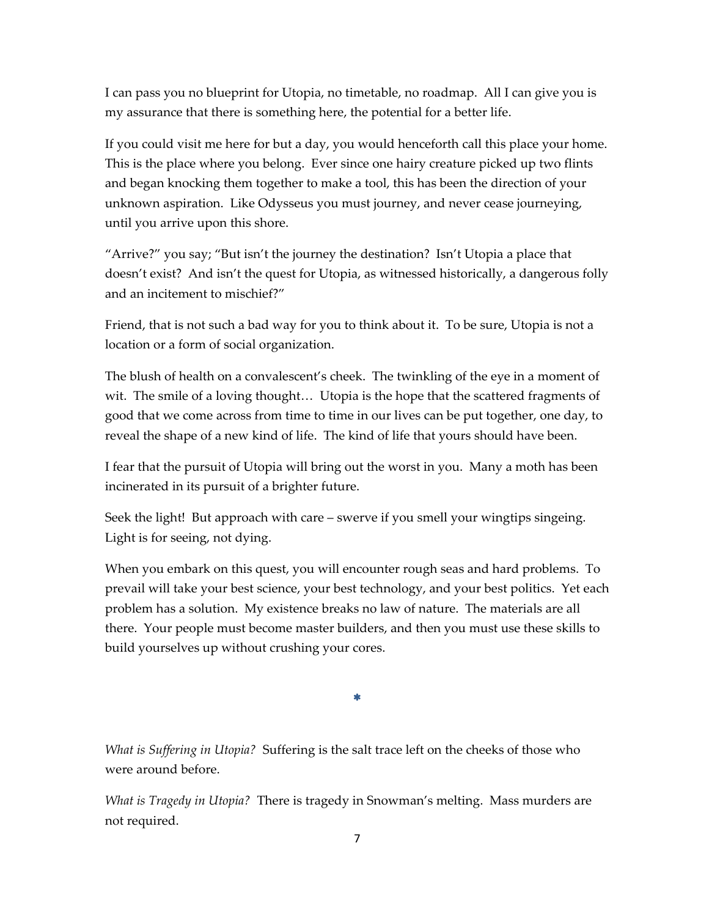I can pass you no blueprint for Utopia, no timetable, no roadmap. All I can give you is my assurance that there is something here, the potential for a better life.

If you could visit me here for but a day, you would henceforth call this place your home. This is the place where you belong. Ever since one hairy creature picked up two flints and began knocking them together to make a tool, this has been the direction of your unknown aspiration. Like Odysseus you must journey, and never cease journeying, until you arrive upon this shore.

"Arrive?" you say; "But isn't the journey the destination? Isn't Utopia a place that doesn't exist? And isn't the quest for Utopia, as witnessed historically, a dangerous folly and an incitement to mischief?"

Friend, that is not such a bad way for you to think about it. To be sure, Utopia is not a location or a form of social organization.

The blush of health on a convalescent's cheek. The twinkling of the eye in a moment of wit. The smile of a loving thought… Utopia is the hope that the scattered fragments of good that we come across from time to time in our lives can be put together, one day, to reveal the shape of a new kind of life. The kind of life that yours should have been.

I fear that the pursuit of Utopia will bring out the worst in you. Many a moth has been incinerated in its pursuit of a brighter future.

Seek the light! But approach with care – swerve if you smell your wingtips singeing. Light is for seeing, not dying.

When you embark on this quest, you will encounter rough seas and hard problems. To prevail will take your best science, your best technology, and your best politics. Yet each problem has a solution. My existence breaks no law of nature. The materials are all there. Your people must become master builders, and then you must use these skills to build yourselves up without crushing your cores.

*

*What is Suffering in Utopia?* Suffering is the salt trace left on the cheeks of those who were around before.

*What is Tragedy in Utopia?* There is tragedy in Snowman's melting. Mass murders are not required.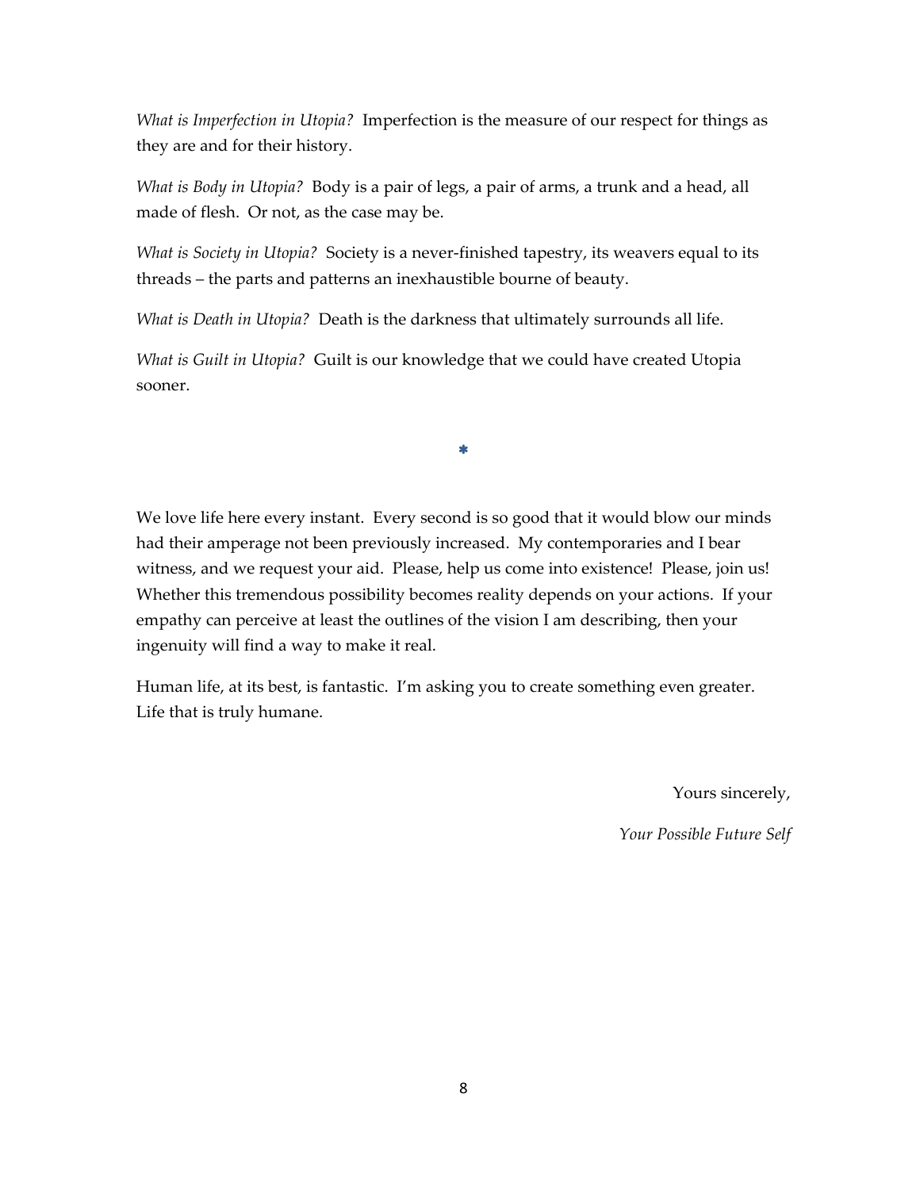*What is Imperfection in Utopia?* Imperfection is the measure of our respect for things as they are and for their history.

*What is Body in Utopia?* Body is a pair of legs, a pair of arms, a trunk and a head, all made of flesh. Or not, as the case may be.

*What is Society in Utopia?* Society is a never-finished tapestry, its weavers equal to its threads – the parts and patterns an inexhaustible bourne of beauty.

*What is Death in Utopia?* Death is the darkness that ultimately surrounds all life.

*What is Guilt in Utopia?* Guilt is our knowledge that we could have created Utopia sooner.

*

We love life here every instant. Every second is so good that it would blow our minds had their amperage not been previously increased. My contemporaries and I bear witness, and we request your aid. Please, help us come into existence! Please, join us! Whether this tremendous possibility becomes reality depends on your actions. If your empathy can perceive at least the outlines of the vision I am describing, then your ingenuity will find a way to make it real.

Human life, at its best, is fantastic. I'm asking you to create something even greater. Life that is truly humane.

Yours sincerely,

*Your Possible Future Self*